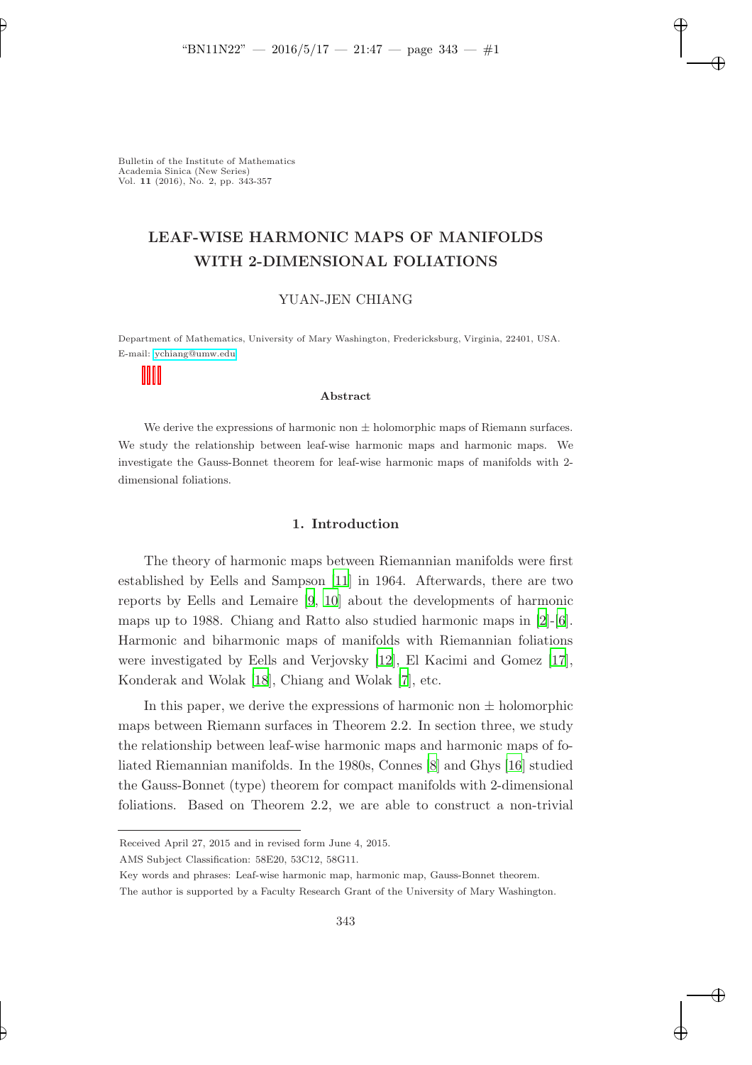Bulletin of the Institute of Mathematics
Academia Sinica (New Series)
Vol. **11** (2016), No. 2, pp. 343-357

# LEAF-WISE HARMONIC MAPS OF MANIFOLDS WITH 2-DIMENSIONAL FOLIATIONS

YUAN-JEN CHIANG

Department of Mathematics, University of Mary Washington, Fredericksburg, Virginia, 22401, USA.
E-mail: ychiang@umw.edu

**Abstract**

We derive the expressions of harmonic non $\pm$ holomorphic maps of Riemann surfaces. We study the relationship between leaf-wise harmonic maps and harmonic maps. We investigate the Gauss-Bonnet theorem for leaf-wise harmonic maps of manifolds with 2-dimensional foliations.

## 1. Introduction

The theory of harmonic maps between Riemannian manifolds were first established by Eells and Sampson [11] in 1964. Afterwards, there are two reports by Eells and Lemaire [9, 10] about the developments of harmonic maps up to 1988. Chiang and Ratto also studied harmonic maps in [2]-[6]. Harmonic and biharmonic maps of manifolds with Riemannian foliations were investigated by Eells and Verjovsky [12], El Kacimi and Gomez [17], Konderak and Wolak [18], Chiang and Wolak [7], etc.

In this paper, we derive the expressions of harmonic non $\pm$ holomorphic maps between Riemann surfaces in Theorem 2.2. In section three, we study the relationship between leaf-wise harmonic maps and harmonic maps of foliated Riemannian manifolds. In the 1980s, Connes [8] and Ghys [16] studied the Gauss-Bonnet (type) theorem for compact manifolds with 2-dimensional foliations. Based on Theorem 2.2, we are able to construct a non-trivial

---

Received April 27, 2015 and in revised form June 4, 2015.

AMS Subject Classification: 58E20, 53C12, 58G11.

Key words and phrases: Leaf-wise harmonic map, harmonic map, Gauss-Bonnet theorem.

The author is supported by a Faculty Research Grant of the University of Mary Washington.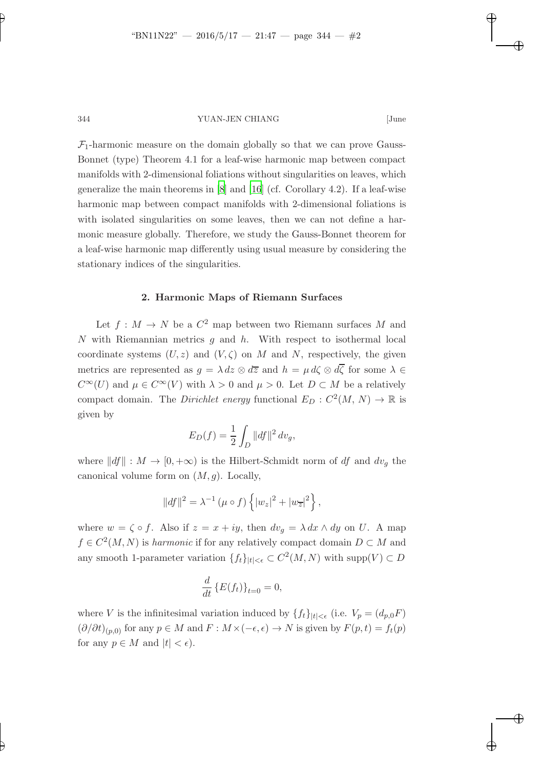$\mathcal{F}_1$-harmonic measure on the domain globally so that we can prove Gauss-Bonnet (type) Theorem 4.1 for a leaf-wise harmonic map between compact manifolds with 2-dimensional foliations without singularities on leaves, which generalize the main theorems in [8] and [16] (cf. Corollary 4.2). If a leaf-wise harmonic map between compact manifolds with 2-dimensional foliations is with isolated singularities on some leaves, then we can not define a harmonic measure globally. Therefore, we study the Gauss-Bonnet theorem for a leaf-wise harmonic map differently using usual measure by considering the stationary indices of the singularities.

## 2. Harmonic Maps of Riemann Surfaces

Let $f : M \to N$ be a $C^2$ map between two Riemann surfaces $M$ and $N$ with Riemannian metrics $g$ and $h$. With respect to isothermal local coordinate systems $(U, z)$ and $(V, \zeta)$ on $M$ and $N$, respectively, the given metrics are represented as $g = \lambda \, dz \otimes d\overline{z}$ and $h = \mu \, d\zeta \otimes d\overline{\zeta}$ for some $\lambda \in C^\infty(U)$ and $\mu \in C^\infty(V)$ with $\lambda > 0$ and $\mu > 0$. Let $D \subset M$ be a relatively compact domain. The *Dirichlet energy* functional $E_D : C^2(M, N) \to \mathbb{R}$ is given by

$$E_D(f) = \frac{1}{2} \int_D \|df\|^2 \, dv_g,$$

where $\|df\| : M \to [0, +\infty)$ is the Hilbert-Schmidt norm of $df$ and $dv_g$ the canonical volume form on $(M, g)$. Locally,

$$\|df\|^2 = \lambda^{-1} \, (\mu \circ f) \left\{ |w_z|^2 + |w_{\overline{z}}|^2 \right\},$$

where $w = \zeta \circ f$. Also if $z = x + iy$, then $dv_g = \lambda \, dx \wedge dy$ on $U$. A map $f \in C^2(M, N)$ is *harmonic* if for any relatively compact domain $D \subset M$ and any smooth 1-parameter variation $\{f_t\}_{|t|<\epsilon} \subset C^2(M, N)$ with $\text{supp}(V) \subset D$

$$\frac{d}{dt} \left\{ E(f_t) \right\}_{t=0} = 0,$$

where $V$ is the infinitesimal variation induced by $\{f_t\}_{|t|<\epsilon}$ (i.e. $V_p = (d_{p,0}F)$ $(\partial/\partial t)_{(p,0)}$ for any $p \in M$ and $F : M \times (-\epsilon, \epsilon) \to N$ is given by $F(p, t) = f_t(p)$ for any $p \in M$ and $|t| < \epsilon$).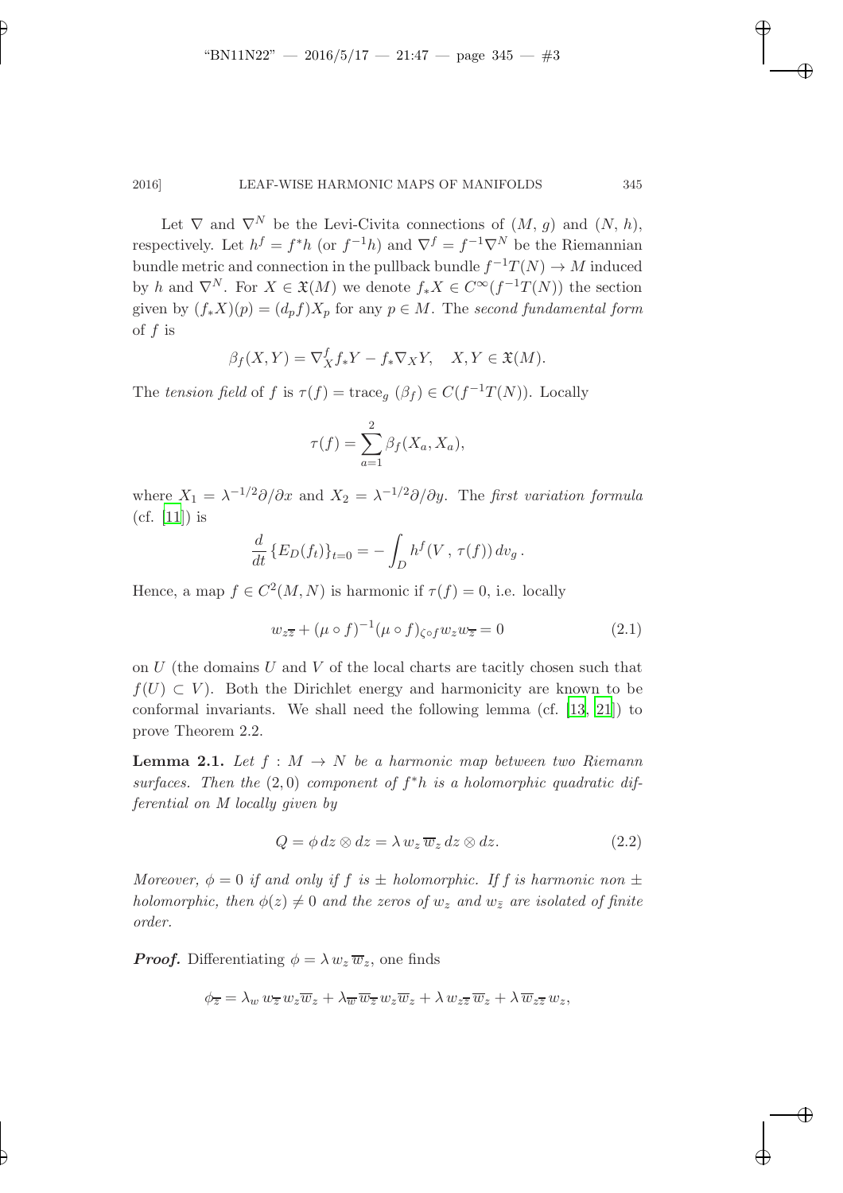Let $\nabla$ and $\nabla^N$ be the Levi-Civita connections of $(M, g)$ and $(N, h)$, respectively. Let $h^f = f^*h$ (or $f^{-1}h$) and $\nabla^f = f^{-1}\nabla^N$ be the Riemannian bundle metric and connection in the pullback bundle $f^{-1}T(N) \to M$ induced by $h$ and $\nabla^N$. For $X \in \mathfrak{X}(M)$ we denote $f_*X \in C^\infty(f^{-1}T(N))$ the section given by $(f_*X)(p) = (d_pf)X_p$ for any $p \in M$. The *second fundamental form* of $f$ is

$$\beta_f(X, Y) = \nabla^f_X f_*Y - f_*\nabla_X Y, \quad X, Y \in \mathfrak{X}(M).$$

The *tension field* of $f$ is $\tau(f) = \mathrm{trace}_g\ (\beta_f) \in C(f^{-1}T(N))$. Locally

$$\tau(f) = \sum_{a=1}^{2} \beta_f(X_a, X_a),$$

where $X_1 = \lambda^{-1/2}\partial/\partial x$ and $X_2 = \lambda^{-1/2}\partial/\partial y$. The *first variation formula* (cf. [11]) is

$$\frac{d}{dt}\left\{E_D(f_t)\right\}_{t=0} = -\int_D h^f(V\,,\,\tau(f))\,dv_g\,.$$

Hence, a map $f \in C^2(M, N)$ is harmonic if $\tau(f) = 0$, i.e. locally

$$w_{z\overline{z}} + (\mu\circ f)^{-1}(\mu\circ f)_{\zeta\circ f}\, w_z w_{\overline{z}} = 0 \tag{2.1}$$

on $U$ (the domains $U$ and $V$ of the local charts are tacitly chosen such that $f(U) \subset V$). Both the Dirichlet energy and harmonicity are known to be conformal invariants. We shall need the following lemma (cf. [13, 21]) to prove Theorem 2.2.

**Lemma 2.1.** *Let $f : M \to N$ be a harmonic map between two Riemann surfaces. Then the $(2,0)$ component of $f^*h$ is a holomorphic quadratic differential on $M$ locally given by*

$$Q = \phi\, dz \otimes dz = \lambda\, w_z\, \overline{w}_z\, dz \otimes dz. \tag{2.2}$$

*Moreover, $\phi = 0$ if and only if $f$ is $\pm$ holomorphic. If $f$ is harmonic non $\pm$ holomorphic, then $\phi(z) \neq 0$ and the zeros of $w_z$ and $w_{\bar{z}}$ are isolated of finite order.*

***Proof.*** Differentiating $\phi = \lambda\, w_z\, \overline{w}_z$, one finds

$$\phi_{\overline{z}} = \lambda_w\, w_{\overline{z}}\, w_z \overline{w}_z + \lambda_{\overline{w}}\, \overline{w}_{\overline{z}}\, w_z \overline{w}_z + \lambda\, w_{z\overline{z}}\, \overline{w}_z + \lambda\, \overline{w}_{z\overline{z}}\, w_z,$$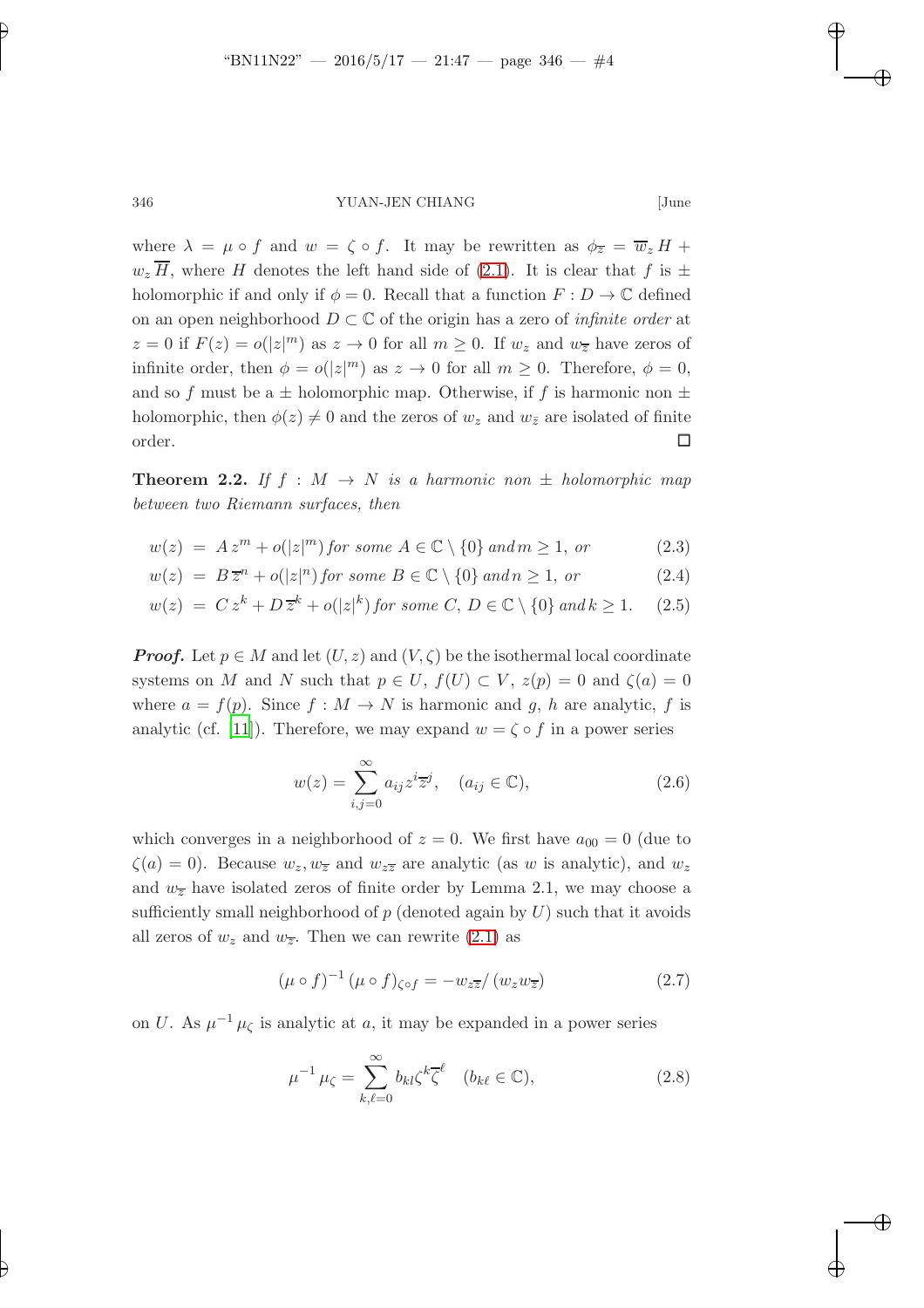where $\lambda = \mu \circ f$ and $w = \zeta \circ f$. It may be rewritten as $\phi_{\overline{z}} = \overline{w}_z H + w_z \overline{H}$, where $H$ denotes the left hand side of (2.1). It is clear that $f$ is $\pm$ holomorphic if and only if $\phi = 0$. Recall that a function $F : D \to \mathbb{C}$ defined on an open neighborhood $D \subset \mathbb{C}$ of the origin has a zero of *infinite order* at $z = 0$ if $F(z) = o(|z|^m)$ as $z \to 0$ for all $m \geq 0$. If $w_z$ and $w_{\overline{z}}$ have zeros of infinite order, then $\phi = o(|z|^m)$ as $z \to 0$ for all $m \geq 0$. Therefore, $\phi = 0$, and so $f$ must be a $\pm$ holomorphic map. Otherwise, if $f$ is harmonic non $\pm$ holomorphic, then $\phi(z) \neq 0$ and the zeros of $w_z$ and $w_{\bar{z}}$ are isolated of finite order. □

**Theorem 2.2.** *If $f : M \to N$ is a harmonic non $\pm$ holomorphic map between two Riemann surfaces, then*

$$w(z) = A\, z^m + o(|z|^m) \text{ for some } A \in \mathbb{C} \setminus \{0\} \text{ and } m \geq 1, \text{ or} \tag{2.3}$$

$$w(z) = B\, \overline{z}^n + o(|z|^n) \text{ for some } B \in \mathbb{C} \setminus \{0\} \text{ and } n \geq 1, \text{ or} \tag{2.4}$$

$$w(z) = C\, z^k + D\, \overline{z}^k + o(|z|^k) \text{ for some } C,\, D \in \mathbb{C} \setminus \{0\} \text{ and } k \geq 1. \tag{2.5}$$

***Proof.*** Let $p \in M$ and let $(U, z)$ and $(V, \zeta)$ be the isothermal local coordinate systems on $M$ and $N$ such that $p \in U$, $f(U) \subset V$, $z(p) = 0$ and $\zeta(a) = 0$ where $a = f(p)$. Since $f : M \to N$ is harmonic and $g$, $h$ are analytic, $f$ is analytic (cf. [11]). Therefore, we may expand $w = \zeta \circ f$ in a power series

$$w(z) = \sum_{i,j=0}^{\infty} a_{ij} z^i \overline{z}^j, \quad (a_{ij} \in \mathbb{C}), \tag{2.6}$$

which converges in a neighborhood of $z = 0$. We first have $a_{00} = 0$ (due to $\zeta(a) = 0$). Because $w_z, w_{\overline{z}}$ and $w_{z\overline{z}}$ are analytic (as $w$ is analytic), and $w_z$ and $w_{\overline{z}}$ have isolated zeros of finite order by Lemma 2.1, we may choose a sufficiently small neighborhood of $p$ (denoted again by $U$) such that it avoids all zeros of $w_z$ and $w_{\overline{z}}$. Then we can rewrite (2.1) as

$$(\mu \circ f)^{-1} (\mu \circ f)_{\zeta \circ f} = -w_{z\overline{z}} / (w_z w_{\overline{z}}) \tag{2.7}$$

on $U$. As $\mu^{-1} \mu_\zeta$ is analytic at $a$, it may be expanded in a power series

$$\mu^{-1} \mu_\zeta = \sum_{k,\ell=0}^{\infty} b_{kl} \zeta^k \overline{\zeta}^\ell \quad (b_{k\ell} \in \mathbb{C}), \tag{2.8}$$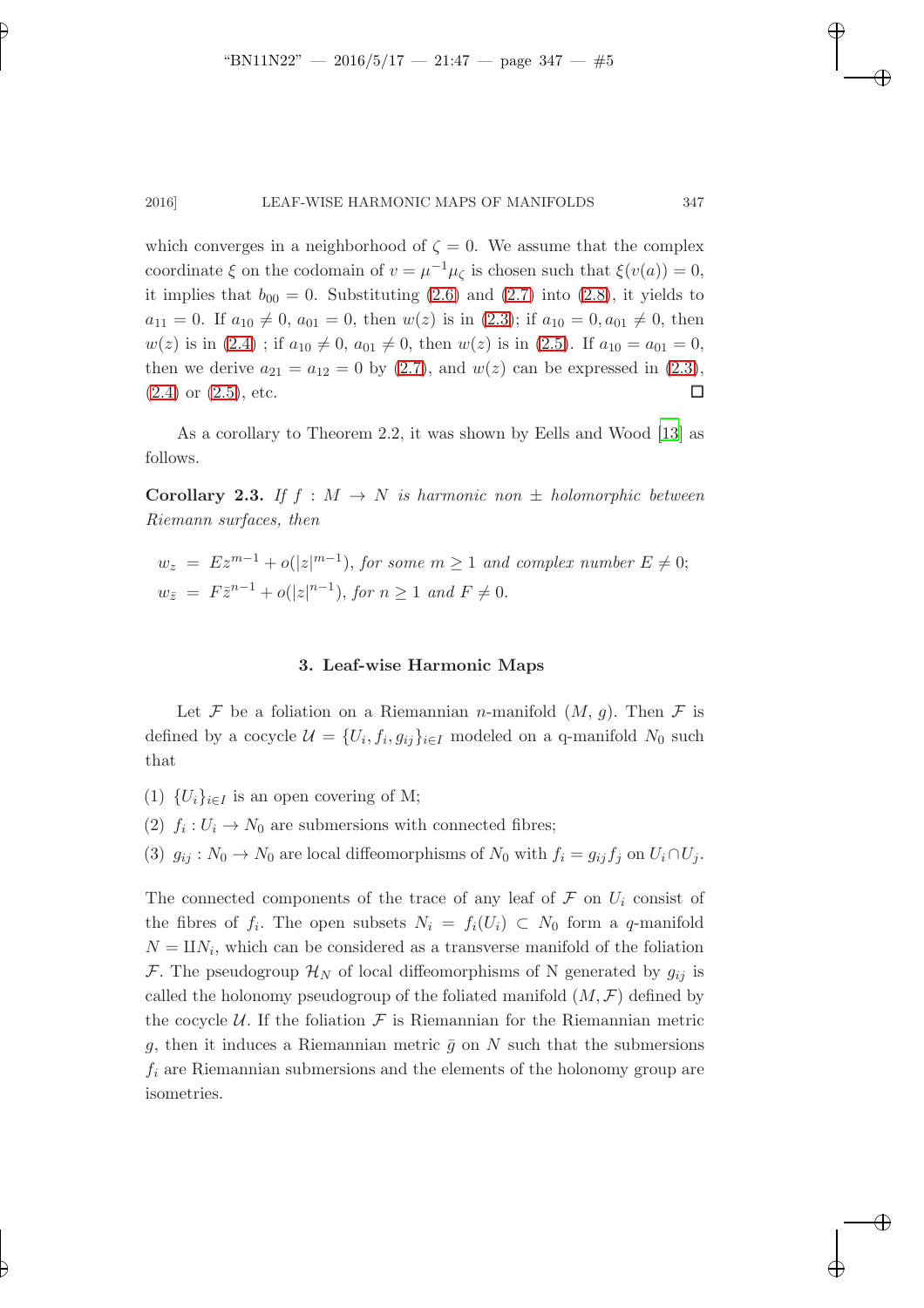which converges in a neighborhood of $\zeta = 0$. We assume that the complex coordinate $\xi$ on the codomain of $v = \mu^{-1}\mu_\zeta$ is chosen such that $\xi(v(a)) = 0$, it implies that $b_{00} = 0$. Substituting (2.6) and (2.7) into (2.8), it yields to $a_{11} = 0$. If $a_{10} \neq 0$, $a_{01} = 0$, then $w(z)$ is in (2.3); if $a_{10} = 0, a_{01} \neq 0$, then $w(z)$ is in (2.4) ; if $a_{10} \neq 0$, $a_{01} \neq 0$, then $w(z)$ is in (2.5). If $a_{10} = a_{01} = 0$, then we derive $a_{21} = a_{12} = 0$ by (2.7), and $w(z)$ can be expressed in (2.3), (2.4) or (2.5), etc. □

As a corollary to Theorem 2.2, it was shown by Eells and Wood [13] as follows.

**Corollary 2.3.** *If $f : M \to N$ is harmonic non $\pm$ holomorphic between Riemann surfaces, then*

$$
\begin{aligned}
w_z &= Ez^{m-1} + o(|z|^{m-1}), \text{ for some } m \geq 1 \text{ and complex number } E \neq 0;\\
w_{\bar{z}} &= F\bar{z}^{n-1} + o(|z|^{n-1}), \text{ for } n \geq 1 \text{ and } F \neq 0.
\end{aligned}
$$

## 3. Leaf-wise Harmonic Maps

Let $\mathcal{F}$ be a foliation on a Riemannian $n$-manifold $(M, g)$. Then $\mathcal{F}$ is defined by a cocycle $\mathcal{U} = \{U_i, f_i, g_{ij}\}_{i\in I}$ modeled on a q-manifold $N_0$ such that

(1) $\{U_i\}_{i\in I}$ is an open covering of M;

(2) $f_i : U_i \to N_0$ are submersions with connected fibres;

(3) $g_{ij} : N_0 \to N_0$ are local diffeomorphisms of $N_0$ with $f_i = g_{ij} f_j$ on $U_i \cap U_j$.

The connected components of the trace of any leaf of $\mathcal{F}$ on $U_i$ consist of the fibres of $f_i$. The open subsets $N_i = f_i(U_i) \subset N_0$ form a $q$-manifold $N = \amalg N_i$, which can be considered as a transverse manifold of the foliation $\mathcal{F}$. The pseudogroup $\mathcal{H}_N$ of local diffeomorphisms of N generated by $g_{ij}$ is called the holonomy pseudogroup of the foliated manifold $(M, \mathcal{F})$ defined by the cocycle $\mathcal{U}$. If the foliation $\mathcal{F}$ is Riemannian for the Riemannian metric $g$, then it induces a Riemannian metric $\bar{g}$ on $N$ such that the submersions $f_i$ are Riemannian submersions and the elements of the holonomy group are isometries.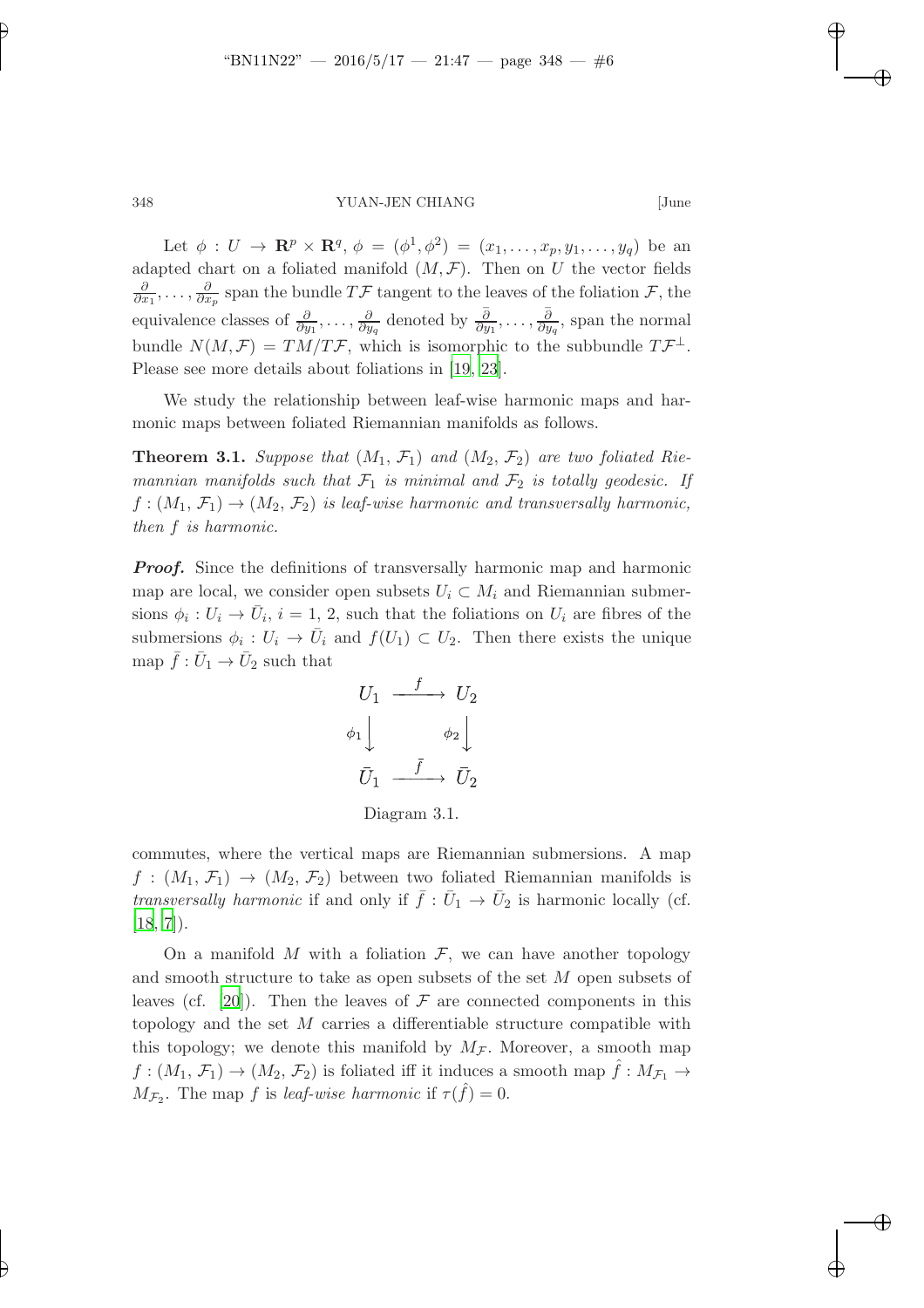Let $\phi : U \to \mathbf{R}^p \times \mathbf{R}^q$, $\phi = (\phi^1, \phi^2) = (x_1, \ldots, x_p, y_1, \ldots, y_q)$ be an adapted chart on a foliated manifold $(M, \mathcal{F})$. Then on $U$ the vector fields $\frac{\partial}{\partial x_1}, \ldots, \frac{\partial}{\partial x_p}$ span the bundle $T\mathcal{F}$ tangent to the leaves of the foliation $\mathcal{F}$, the equivalence classes of $\frac{\partial}{\partial y_1}, \ldots, \frac{\partial}{\partial y_q}$ denoted by $\frac{\bar{\partial}}{\partial y_1}, \ldots, \frac{\bar{\partial}}{\partial y_q}$, span the normal bundle $N(M, \mathcal{F}) = TM/T\mathcal{F}$, which is isomorphic to the subbundle $T\mathcal{F}^{\perp}$. Please see more details about foliations in [19, 23].

We study the relationship between leaf-wise harmonic maps and harmonic maps between foliated Riemannian manifolds as follows.

**Theorem 3.1.** *Suppose that $(M_1, \mathcal{F}_1)$ and $(M_2, \mathcal{F}_2)$ are two foliated Riemannian manifolds such that $\mathcal{F}_1$ is minimal and $\mathcal{F}_2$ is totally geodesic. If $f : (M_1, \mathcal{F}_1) \to (M_2, \mathcal{F}_2)$ is leaf-wise harmonic and transversally harmonic, then $f$ is harmonic.*

***Proof.*** Since the definitions of transversally harmonic map and harmonic map are local, we consider open subsets $U_i \subset M_i$ and Riemannian submersions $\phi_i : U_i \to \bar{U}_i$, $i = 1, 2$, such that the foliations on $U_i$ are fibres of the submersions $\phi_i : U_i \to \bar{U}_i$ and $f(U_1) \subset U_2$. Then there exists the unique map $\bar{f} : \bar{U}_1 \to \bar{U}_2$ such that

$$\begin{array}{ccc} U_1 & \xrightarrow{\ f\ } & U_2 \\ {\scriptstyle \phi_1}\big\downarrow & & {\scriptstyle \phi_2}\big\downarrow \\ \bar{U}_1 & \xrightarrow{\ \bar{f}\ } & \bar{U}_2 \end{array}$$

Diagram 3.1.

commutes, where the vertical maps are Riemannian submersions. A map $f : (M_1, \mathcal{F}_1) \to (M_2, \mathcal{F}_2)$ between two foliated Riemannian manifolds is *transversally harmonic* if and only if $\bar{f} : \bar{U}_1 \to \bar{U}_2$ is harmonic locally (cf. [18, 7]).

On a manifold $M$ with a foliation $\mathcal{F}$, we can have another topology and smooth structure to take as open subsets of the set $M$ open subsets of leaves (cf. [20]). Then the leaves of $\mathcal{F}$ are connected components in this topology and the set $M$ carries a differentiable structure compatible with this topology; we denote this manifold by $M_{\mathcal{F}}$. Moreover, a smooth map $f : (M_1, \mathcal{F}_1) \to (M_2, \mathcal{F}_2)$ is foliated iff it induces a smooth map $\hat{f} : M_{\mathcal{F}_1} \to M_{\mathcal{F}_2}$. The map $f$ is *leaf-wise harmonic* if $\tau(\hat{f}) = 0$.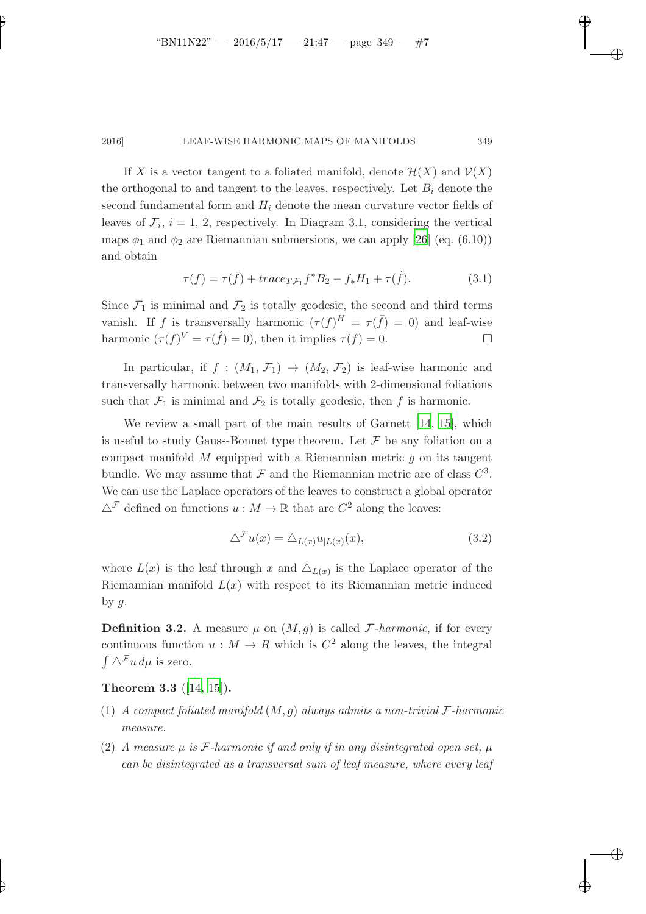If $X$ is a vector tangent to a foliated manifold, denote $\mathcal{H}(X)$ and $\mathcal{V}(X)$ the orthogonal to and tangent to the leaves, respectively. Let $B_i$ denote the second fundamental form and $H_i$ denote the mean curvature vector fields of leaves of $\mathcal{F}_i$, $i = 1, 2$, respectively. In Diagram 3.1, considering the vertical maps $\phi_1$ and $\phi_2$ are Riemannian submersions, we can apply [26] (eq. (6.10)) and obtain

$$\tau(f) = \tau(\bar{f}) + trace_{T\mathcal{F}_1} f^* B_2 - f_* H_1 + \tau(\hat{f}). \tag{3.1}$$

Since $\mathcal{F}_1$ is minimal and $\mathcal{F}_2$ is totally geodesic, the second and third terms vanish. If $f$ is transversally harmonic $(\tau(f)^H = \tau(\bar{f}) = 0)$ and leaf-wise harmonic $(\tau(f)^V = \tau(\hat{f}) = 0)$, then it implies $\tau(f) = 0$. $\square$

In particular, if $f : (M_1, \mathcal{F}_1) \to (M_2, \mathcal{F}_2)$ is leaf-wise harmonic and transversally harmonic between two manifolds with 2-dimensional foliations such that $\mathcal{F}_1$ is minimal and $\mathcal{F}_2$ is totally geodesic, then $f$ is harmonic.

We review a small part of the main results of Garnett [14, 15], which is useful to study Gauss-Bonnet type theorem. Let $\mathcal{F}$ be any foliation on a compact manifold $M$ equipped with a Riemannian metric $g$ on its tangent bundle. We may assume that $\mathcal{F}$ and the Riemannian metric are of class $C^3$. We can use the Laplace operators of the leaves to construct a global operator $\triangle^{\mathcal{F}}$ defined on functions $u : M \to \mathbb{R}$ that are $C^2$ along the leaves:

$$\triangle^{\mathcal{F}} u(x) = \triangle_{L(x)} u_{|L(x)}(x), \tag{3.2}$$

where $L(x)$ is the leaf through $x$ and $\triangle_{L(x)}$ is the Laplace operator of the Riemannian manifold $L(x)$ with respect to its Riemannian metric induced by $g$.

**Definition 3.2.** A measure $\mu$ on $(M, g)$ is called *$\mathcal{F}$-harmonic*, if for every continuous function $u : M \to R$ which is $C^2$ along the leaves, the integral $\int \triangle^{\mathcal{F}} u \, d\mu$ is zero.

**Theorem 3.3** ([14, 15])**.**

(1) *A compact foliated manifold $(M, g)$ always admits a non-trivial $\mathcal{F}$-harmonic measure.*

(2) *A measure $\mu$ is $\mathcal{F}$-harmonic if and only if in any disintegrated open set, $\mu$ can be disintegrated as a transversal sum of leaf measure, where every leaf*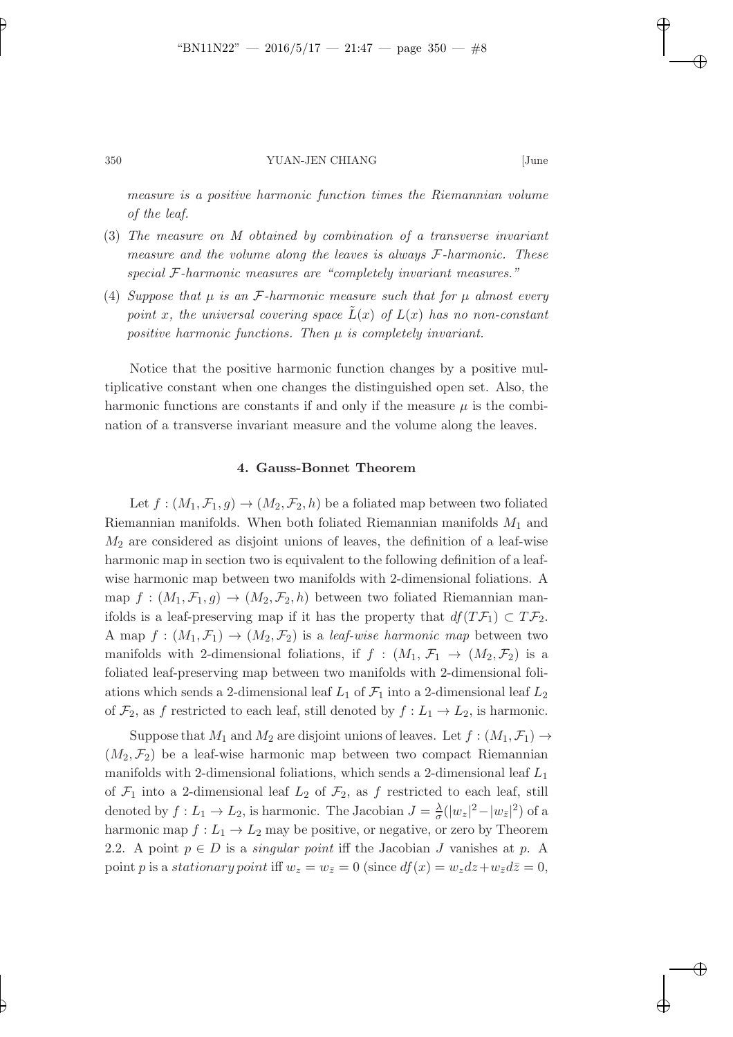*measure is a positive harmonic function times the Riemannian volume of the leaf.*

(3) *The measure on $M$ obtained by combination of a transverse invariant measure and the volume along the leaves is always $\mathcal{F}$-harmonic. These special $\mathcal{F}$-harmonic measures are "completely invariant measures."*

(4) *Suppose that $\mu$ is an $\mathcal{F}$-harmonic measure such that for $\mu$ almost every point $x$, the universal covering space $\tilde{L}(x)$ of $L(x)$ has no non-constant positive harmonic functions. Then $\mu$ is completely invariant.*

Notice that the positive harmonic function changes by a positive multiplicative constant when one changes the distinguished open set. Also, the harmonic functions are constants if and only if the measure $\mu$ is the combination of a transverse invariant measure and the volume along the leaves.

## 4. Gauss-Bonnet Theorem

Let $f : (M_1, \mathcal{F}_1, g) \to (M_2, \mathcal{F}_2, h)$ be a foliated map between two foliated Riemannian manifolds. When both foliated Riemannian manifolds $M_1$ and $M_2$ are considered as disjoint unions of leaves, the definition of a leaf-wise harmonic map in section two is equivalent to the following definition of a leaf-wise harmonic map between two manifolds with 2-dimensional foliations. A map $f : (M_1, \mathcal{F}_1, g) \to (M_2, \mathcal{F}_2, h)$ between two foliated Riemannian manifolds is a leaf-preserving map if it has the property that $df(T\mathcal{F}_1) \subset T\mathcal{F}_2$. A map $f : (M_1, \mathcal{F}_1) \to (M_2, \mathcal{F}_2)$ is a *leaf-wise harmonic map* between two manifolds with 2-dimensional foliations, if $f : (M_1, \mathcal{F}_1 \to (M_2, \mathcal{F}_2)$ is a foliated leaf-preserving map between two manifolds with 2-dimensional foliations which sends a 2-dimensional leaf $L_1$ of $\mathcal{F}_1$ into a 2-dimensional leaf $L_2$ of $\mathcal{F}_2$, as $f$ restricted to each leaf, still denoted by $f : L_1 \to L_2$, is harmonic.

Suppose that $M_1$ and $M_2$ are disjoint unions of leaves. Let $f : (M_1, \mathcal{F}_1) \to (M_2, \mathcal{F}_2)$ be a leaf-wise harmonic map between two compact Riemannian manifolds with 2-dimensional foliations, which sends a 2-dimensional leaf $L_1$ of $\mathcal{F}_1$ into a 2-dimensional leaf $L_2$ of $\mathcal{F}_2$, as $f$ restricted to each leaf, still denoted by $f : L_1 \to L_2$, is harmonic. The Jacobian $J = \frac{\lambda}{\sigma}(|w_z|^2 - |w_{\bar{z}}|^2)$ of a harmonic map $f : L_1 \to L_2$ may be positive, or negative, or zero by Theorem 2.2. A point $p \in D$ is a *singular point* iff the Jacobian $J$ vanishes at $p$. A point $p$ is a *stationary point* iff $w_z = w_{\bar{z}} = 0$ (since $df(x) = w_z dz + w_{\bar{z}} d\bar{z} = 0$,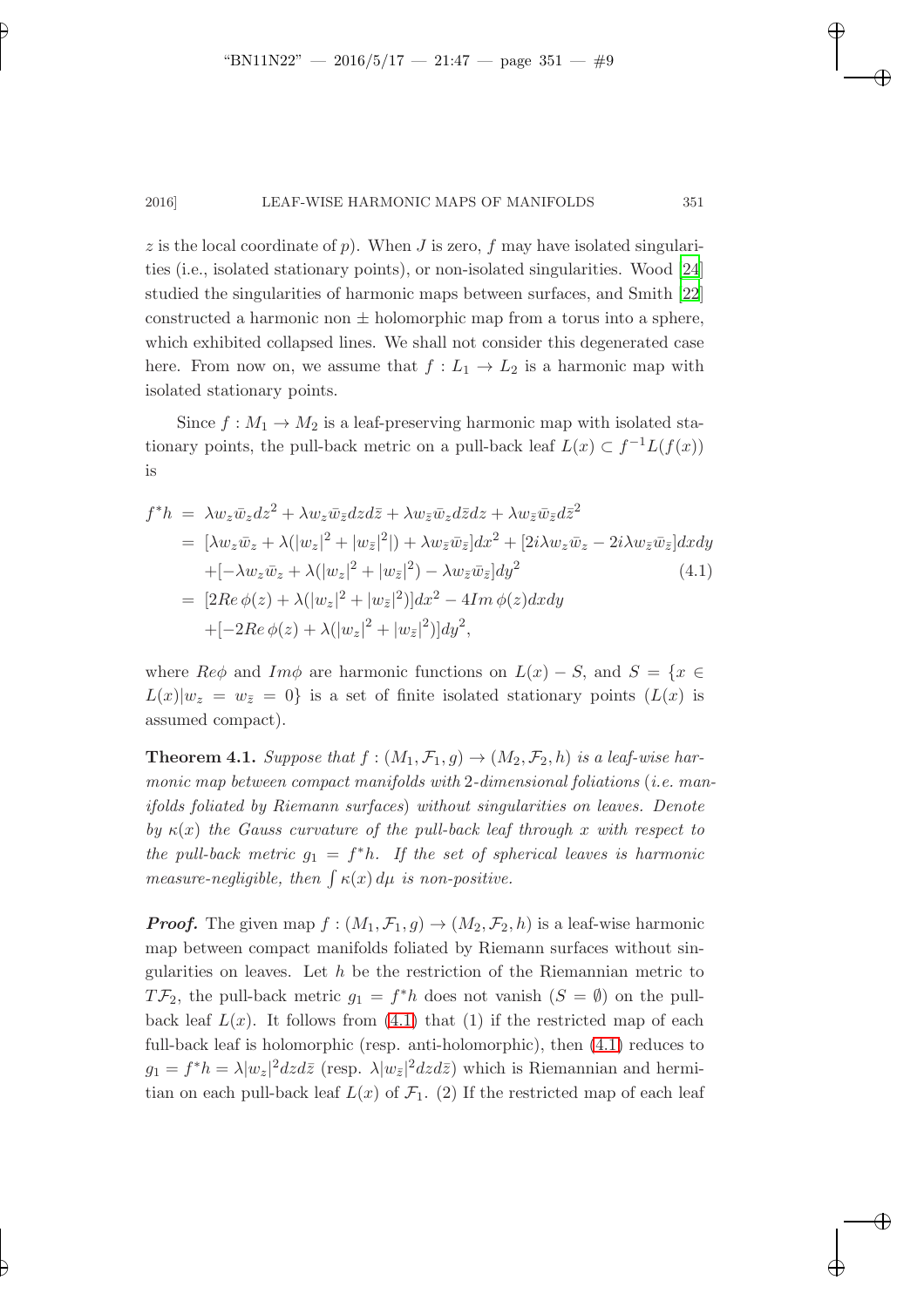$z$ is the local coordinate of $p$). When $J$ is zero, $f$ may have isolated singularities (i.e., isolated stationary points), or non-isolated singularities. Wood [24] studied the singularities of harmonic maps between surfaces, and Smith [22] constructed a harmonic non $\pm$ holomorphic map from a torus into a sphere, which exhibited collapsed lines. We shall not consider this degenerated case here. From now on, we assume that $f : L_1 \to L_2$ is a harmonic map with isolated stationary points.

Since $f : M_1 \to M_2$ is a leaf-preserving harmonic map with isolated stationary points, the pull-back metric on a pull-back leaf $L(x) \subset f^{-1}L(f(x))$ is

$$
\begin{aligned}
f^*h &= \lambda w_z \bar{w}_z dz^2 + \lambda w_z \bar{w}_{\bar{z}} dz d\bar{z} + \lambda w_{\bar{z}} \bar{w}_z d\bar{z} dz + \lambda w_{\bar{z}} \bar{w}_{\bar{z}} d\bar{z}^2 \\
&= [\lambda w_z \bar{w}_z + \lambda(|w_z|^2 + |w_{\bar{z}}|^2|) + \lambda w_{\bar{z}} \bar{w}_{\bar{z}}] dx^2 + [2i\lambda w_z \bar{w}_z - 2i\lambda w_{\bar{z}} \bar{w}_{\bar{z}}] dx dy \\
&\quad + [-\lambda w_z \bar{w}_z + \lambda(|w_z|^2 + |w_{\bar{z}}|^2) - \lambda w_{\bar{z}} \bar{w}_{\bar{z}}] dy^2 \qquad\qquad (4.1) \\
&= [2Re\, \phi(z) + \lambda(|w_z|^2 + |w_{\bar{z}}|^2)] dx^2 - 4Im\, \phi(z) dx dy \\
&\quad + [-2Re\, \phi(z) + \lambda(|w_z|^2 + |w_{\bar{z}}|^2)] dy^2,
\end{aligned}
$$

where $Re\phi$ and $Im\phi$ are harmonic functions on $L(x) - S$, and $S = \{x \in L(x) | w_z = w_{\bar{z}} = 0\}$ is a set of finite isolated stationary points ($L(x)$ is assumed compact).

**Theorem 4.1.** *Suppose that $f : (M_1, \mathcal{F}_1, g) \to (M_2, \mathcal{F}_2, h)$ is a leaf-wise harmonic map between compact manifolds with 2-dimensional foliations (i.e. manifolds foliated by Riemann surfaces) without singularities on leaves. Denote by $\kappa(x)$ the Gauss curvature of the pull-back leaf through $x$ with respect to the pull-back metric $g_1 = f^*h$. If the set of spherical leaves is harmonic measure-negligible, then $\int \kappa(x)\, d\mu$ is non-positive.*

***Proof.*** The given map $f : (M_1, \mathcal{F}_1, g) \to (M_2, \mathcal{F}_2, h)$ is a leaf-wise harmonic map between compact manifolds foliated by Riemann surfaces without singularities on leaves. Let $h$ be the restriction of the Riemannian metric to $T\mathcal{F}_2$, the pull-back metric $g_1 = f^*h$ does not vanish ($S = \emptyset$) on the pull-back leaf $L(x)$. It follows from (4.1) that (1) if the restricted map of each full-back leaf is holomorphic (resp. anti-holomorphic), then (4.1) reduces to $g_1 = f^*h = \lambda |w_z|^2 dz d\bar{z}$ (resp. $\lambda |w_{\bar{z}}|^2 dz d\bar{z}$) which is Riemannian and hermitian on each pull-back leaf $L(x)$ of $\mathcal{F}_1$. (2) If the restricted map of each leaf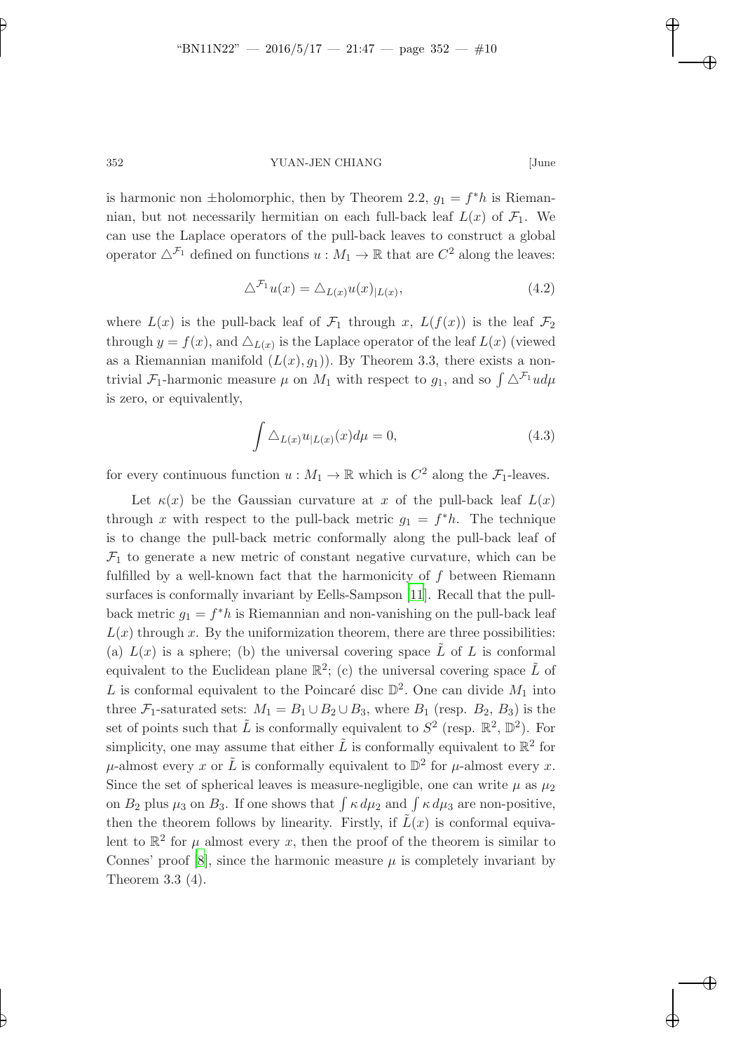is harmonic non ±holomorphic, then by Theorem 2.2, $g_1 = f^*h$ is Riemannian, but not necessarily hermitian on each full-back leaf $L(x)$ of $\mathcal{F}_1$. We can use the Laplace operators of the pull-back leaves to construct a global operator $\triangle^{\mathcal{F}_1}$ defined on functions $u : M_1 \to \mathbb{R}$ that are $C^2$ along the leaves:

$$\triangle^{\mathcal{F}_1} u(x) = \triangle_{L(x)} u(x)_{|L(x)}, \tag{4.2}$$

where $L(x)$ is the pull-back leaf of $\mathcal{F}_1$ through $x$, $L(f(x))$ is the leaf $\mathcal{F}_2$ through $y = f(x)$, and $\triangle_{L(x)}$ is the Laplace operator of the leaf $L(x)$ (viewed as a Riemannian manifold $(L(x), g_1)$). By Theorem 3.3, there exists a non-trivial $\mathcal{F}_1$-harmonic measure $\mu$ on $M_1$ with respect to $g_1$, and so $\int \triangle^{\mathcal{F}_1} u d\mu$ is zero, or equivalently,

$$\int \triangle_{L(x)} u_{|L(x)}(x) d\mu = 0, \tag{4.3}$$

for every continuous function $u : M_1 \to \mathbb{R}$ which is $C^2$ along the $\mathcal{F}_1$-leaves.

Let $\kappa(x)$ be the Gaussian curvature at $x$ of the pull-back leaf $L(x)$ through $x$ with respect to the pull-back metric $g_1 = f^*h$. The technique is to change the pull-back metric conformally along the pull-back leaf of $\mathcal{F}_1$ to generate a new metric of constant negative curvature, which can be fulfilled by a well-known fact that the harmonicity of $f$ between Riemann surfaces is conformally invariant by Eells-Sampson [11]. Recall that the pull-back metric $g_1 = f^*h$ is Riemannian and non-vanishing on the pull-back leaf $L(x)$ through $x$. By the uniformization theorem, there are three possibilities: (a) $L(x)$ is a sphere; (b) the universal covering space $\tilde{L}$ of $L$ is conformal equivalent to the Euclidean plane $\mathbb{R}^2$; (c) the universal covering space $\tilde{L}$ of $L$ is conformal equivalent to the Poincaré disc $\mathbb{D}^2$. One can divide $M_1$ into three $\mathcal{F}_1$-saturated sets: $M_1 = B_1 \cup B_2 \cup B_3$, where $B_1$ (resp. $B_2$, $B_3$) is the set of points such that $\tilde{L}$ is conformally equivalent to $S^2$ (resp. $\mathbb{R}^2$, $\mathbb{D}^2$). For simplicity, one may assume that either $\tilde{L}$ is conformally equivalent to $\mathbb{R}^2$ for $\mu$-almost every $x$ or $\tilde{L}$ is conformally equivalent to $\mathbb{D}^2$ for $\mu$-almost every $x$. Since the set of spherical leaves is measure-negligible, one can write $\mu$ as $\mu_2$ on $B_2$ plus $\mu_3$ on $B_3$. If one shows that $\int \kappa \, d\mu_2$ and $\int \kappa \, d\mu_3$ are non-positive, then the theorem follows by linearity. Firstly, if $\tilde{L}(x)$ is conformal equivalent to $\mathbb{R}^2$ for $\mu$ almost every $x$, then the proof of the theorem is similar to Connes' proof [8], since the harmonic measure $\mu$ is completely invariant by Theorem 3.3 (4).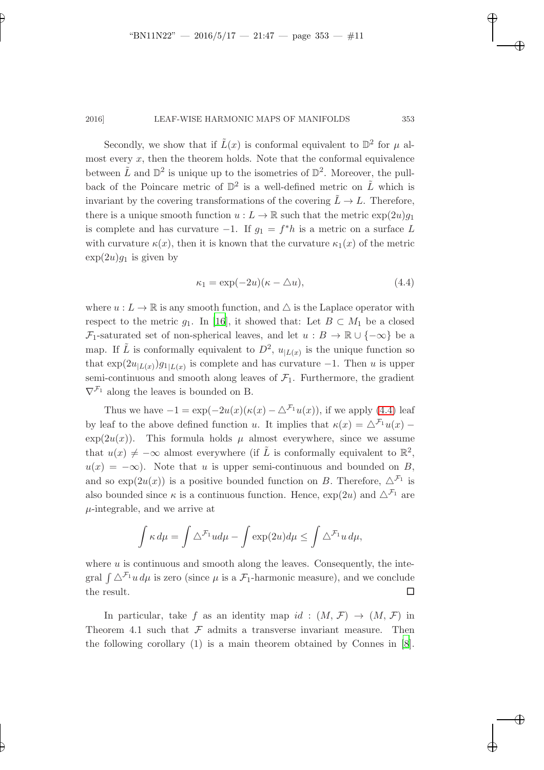Secondly, we show that if $\tilde{L}(x)$ is conformal equivalent to $\mathbb{D}^2$ for $\mu$ almost every $x$, then the theorem holds. Note that the conformal equivalence between $\tilde{L}$ and $\mathbb{D}^2$ is unique up to the isometries of $\mathbb{D}^2$. Moreover, the pullback of the Poincare metric of $\mathbb{D}^2$ is a well-defined metric on $\tilde{L}$ which is invariant by the covering transformations of the covering $\tilde{L} \to L$. Therefore, there is a unique smooth function $u : L \to \mathbb{R}$ such that the metric $\exp(2u)g_1$ is complete and has curvature $-1$. If $g_1 = f^*h$ is a metric on a surface $L$ with curvature $\kappa(x)$, then it is known that the curvature $\kappa_1(x)$ of the metric $\exp(2u)g_1$ is given by

$$\kappa_1 = \exp(-2u)(\kappa - \triangle u), \tag{4.4}$$

where $u : L \to \mathbb{R}$ is any smooth function, and $\triangle$ is the Laplace operator with respect to the metric $g_1$. In [16], it showed that: Let $B \subset M_1$ be a closed $\mathcal{F}_1$-saturated set of non-spherical leaves, and let $u : B \to \mathbb{R} \cup \{-\infty\}$ be a map. If $\tilde{L}$ is conformally equivalent to $D^2$, $u_{|L(x)}$ is the unique function so that $\exp(2u_{|L(x)})g_{1|L(x)}$ is complete and has curvature $-1$. Then $u$ is upper semi-continuous and smooth along leaves of $\mathcal{F}_1$. Furthermore, the gradient $\nabla^{\mathcal{F}_1}$ along the leaves is bounded on B.

Thus we have $-1 = \exp(-2u(x)(\kappa(x) - \triangle^{\mathcal{F}_1}u(x))$, if we apply (4.4) leaf by leaf to the above defined function $u$. It implies that $\kappa(x) = \triangle^{\mathcal{F}_1}u(x) - \exp(2u(x))$. This formula holds $\mu$ almost everywhere, since we assume that $u(x) \neq -\infty$ almost everywhere (if $\tilde{L}$ is conformally equivalent to $\mathbb{R}^2$, $u(x) = -\infty$). Note that $u$ is upper semi-continuous and bounded on $B$, and so $\exp(2u(x))$ is a positive bounded function on $B$. Therefore, $\triangle^{\mathcal{F}_1}$ is also bounded since $\kappa$ is a continuous function. Hence, $\exp(2u)$ and $\triangle^{\mathcal{F}_1}$ are $\mu$-integrable, and we arrive at

$$\int \kappa\, d\mu = \int \triangle^{\mathcal{F}_1} u d\mu - \int \exp(2u) d\mu \leq \int \triangle^{\mathcal{F}_1} u\, d\mu,$$

where $u$ is continuous and smooth along the leaves. Consequently, the integral $\int \triangle^{\mathcal{F}_1} u\, d\mu$ is zero (since $\mu$ is a $\mathcal{F}_1$-harmonic measure), and we conclude the result. $\square$

In particular, take $f$ as an identity map $id : (M, \mathcal{F}) \to (M, \mathcal{F})$ in Theorem 4.1 such that $\mathcal{F}$ admits a transverse invariant measure. Then the following corollary (1) is a main theorem obtained by Connes in [8].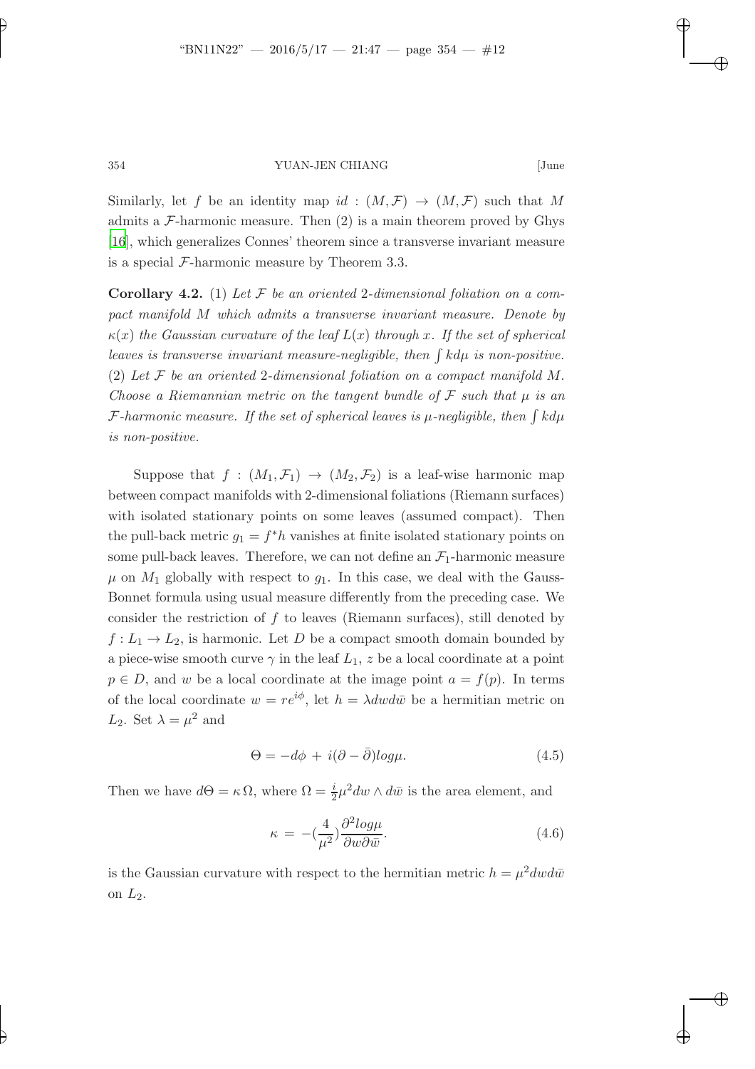Similarly, let $f$ be an identity map $id : (M, \mathcal{F}) \to (M, \mathcal{F})$ such that $M$ admits a $\mathcal{F}$-harmonic measure. Then (2) is a main theorem proved by Ghys [16], which generalizes Connes' theorem since a transverse invariant measure is a special $\mathcal{F}$-harmonic measure by Theorem 3.3.

**Corollary 4.2.** (1) *Let $\mathcal{F}$ be an oriented 2-dimensional foliation on a compact manifold $M$ which admits a transverse invariant measure. Denote by $\kappa(x)$ the Gaussian curvature of the leaf $L(x)$ through $x$. If the set of spherical leaves is transverse invariant measure-negligible, then $\int k d\mu$ is non-positive.*
(2) *Let $\mathcal{F}$ be an oriented 2-dimensional foliation on a compact manifold $M$. Choose a Riemannian metric on the tangent bundle of $\mathcal{F}$ such that $\mu$ is an $\mathcal{F}$-harmonic measure. If the set of spherical leaves is $\mu$-negligible, then $\int k d\mu$ is non-positive.*

Suppose that $f : (M_1, \mathcal{F}_1) \to (M_2, \mathcal{F}_2)$ is a leaf-wise harmonic map between compact manifolds with 2-dimensional foliations (Riemann surfaces) with isolated stationary points on some leaves (assumed compact). Then the pull-back metric $g_1 = f^*h$ vanishes at finite isolated stationary points on some pull-back leaves. Therefore, we can not define an $\mathcal{F}_1$-harmonic measure $\mu$ on $M_1$ globally with respect to $g_1$. In this case, we deal with the Gauss-Bonnet formula using usual measure differently from the preceding case. We consider the restriction of $f$ to leaves (Riemann surfaces), still denoted by $f : L_1 \to L_2$, is harmonic. Let $D$ be a compact smooth domain bounded by a piece-wise smooth curve $\gamma$ in the leaf $L_1$, $z$ be a local coordinate at a point $p \in D$, and $w$ be a local coordinate at the image point $a = f(p)$. In terms of the local coordinate $w = re^{i\phi}$, let $h = \lambda dw d\bar{w}$ be a hermitian metric on $L_2$. Set $\lambda = \mu^2$ and

$$\Theta = -d\phi + i(\partial - \bar{\partial}) log \mu. \tag{4.5}$$

Then we have $d\Theta = \kappa \, \Omega$, where $\Omega = \frac{i}{2}\mu^2 dw \wedge d\bar{w}$ is the area element, and

$$\kappa = -(\frac{4}{\mu^2})\frac{\partial^2 log \mu}{\partial w \partial \bar{w}}. \tag{4.6}$$

is the Gaussian curvature with respect to the hermitian metric $h = \mu^2 dw d\bar{w}$ on $L_2$.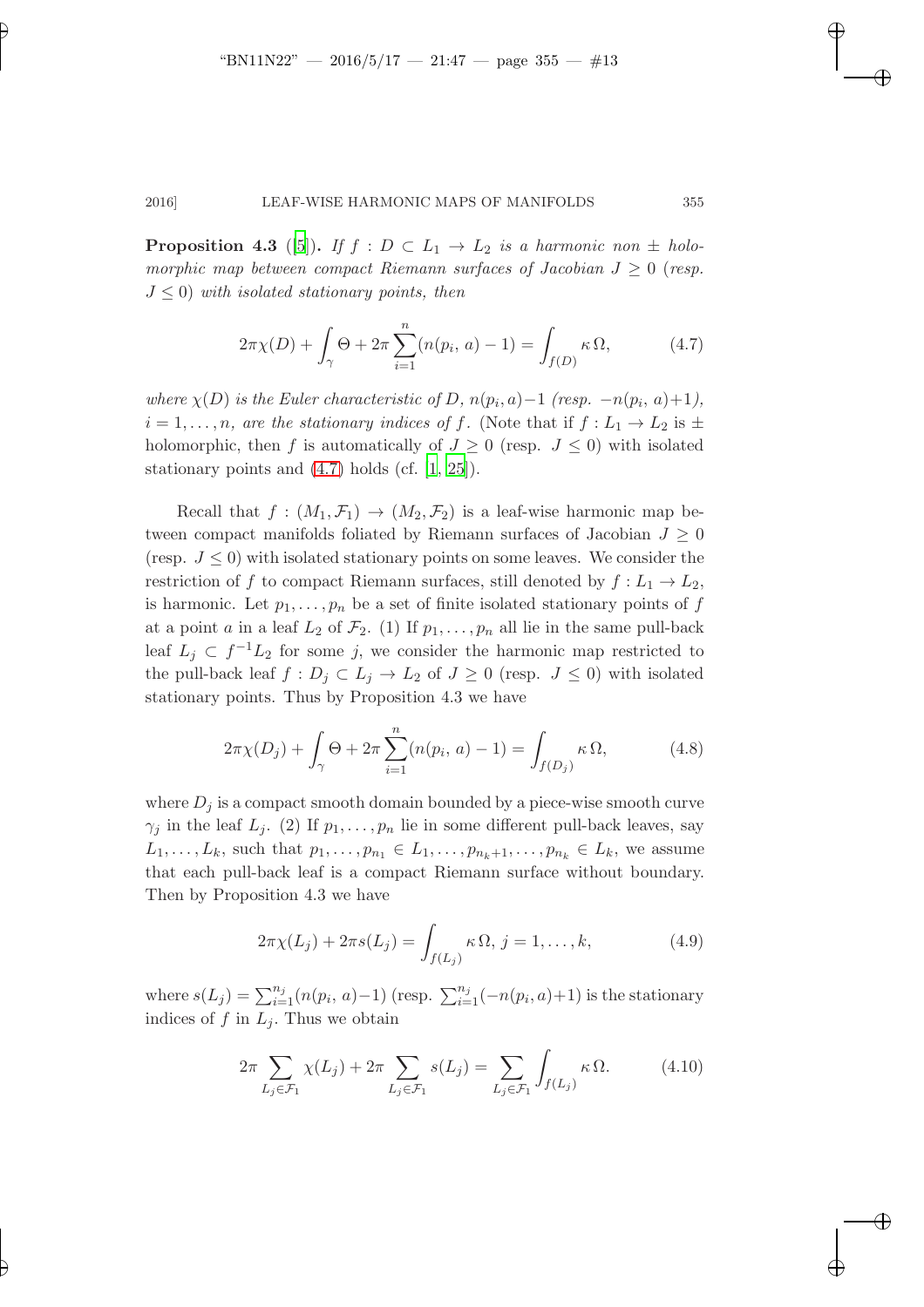**Proposition 4.3** ([5]). *If $f : D \subset L_1 \to L_2$ is a harmonic non $\pm$ holomorphic map between compact Riemann surfaces of Jacobian $J \geq 0$ (resp. $J \leq 0$) with isolated stationary points, then*

$$2\pi\chi(D) + \int_\gamma \Theta + 2\pi \sum_{i=1}^{n} (n(p_i, a) - 1) = \int_{f(D)} \kappa\, \Omega, \tag{4.7}$$

*where $\chi(D)$ is the Euler characteristic of $D$, $n(p_i, a) - 1$ (resp. $-n(p_i, a) + 1$), $i = 1, \ldots, n$, are the stationary indices of $f$.* (Note that if $f : L_1 \to L_2$ is $\pm$ holomorphic, then $f$ is automatically of $J \geq 0$ (resp. $J \leq 0$) with isolated stationary points and (4.7) holds (cf. [1, 25]).

Recall that $f : (M_1, \mathcal{F}_1) \to (M_2, \mathcal{F}_2)$ is a leaf-wise harmonic map between compact manifolds foliated by Riemann surfaces of Jacobian $J \geq 0$ (resp. $J \leq 0$) with isolated stationary points on some leaves. We consider the restriction of $f$ to compact Riemann surfaces, still denoted by $f : L_1 \to L_2$, is harmonic. Let $p_1, \ldots, p_n$ be a set of finite isolated stationary points of $f$ at a point $a$ in a leaf $L_2$ of $\mathcal{F}_2$. (1) If $p_1, \ldots, p_n$ all lie in the same pull-back leaf $L_j \subset f^{-1}L_2$ for some $j$, we consider the harmonic map restricted to the pull-back leaf $f : D_j \subset L_j \to L_2$ of $J \geq 0$ (resp. $J \leq 0$) with isolated stationary points. Thus by Proposition 4.3 we have

$$2\pi\chi(D_j) + \int_\gamma \Theta + 2\pi \sum_{i=1}^{n} (n(p_i, a) - 1) = \int_{f(D_j)} \kappa\, \Omega, \tag{4.8}$$

where $D_j$ is a compact smooth domain bounded by a piece-wise smooth curve $\gamma_j$ in the leaf $L_j$. (2) If $p_1, \ldots, p_n$ lie in some different pull-back leaves, say $L_1, \ldots, L_k$, such that $p_1, \ldots, p_{n_1} \in L_1, \ldots, p_{n_k+1}, \ldots, p_{n_k} \in L_k$, we assume that each pull-back leaf is a compact Riemann surface without boundary. Then by Proposition 4.3 we have

$$2\pi\chi(L_j) + 2\pi s(L_j) = \int_{f(L_j)} \kappa\, \Omega,\ j = 1, \ldots, k, \tag{4.9}$$

where $s(L_j) = \sum_{i=1}^{n_j} (n(p_i, a) - 1)$ (resp. $\sum_{i=1}^{n_j} (-n(p_i, a) + 1)$ is the stationary indices of $f$ in $L_j$. Thus we obtain

$$2\pi \sum_{L_j \in \mathcal{F}_1} \chi(L_j) + 2\pi \sum_{L_j \in \mathcal{F}_1} s(L_j) = \sum_{L_j \in \mathcal{F}_1} \int_{f(L_j)} \kappa\, \Omega. \tag{4.10}$$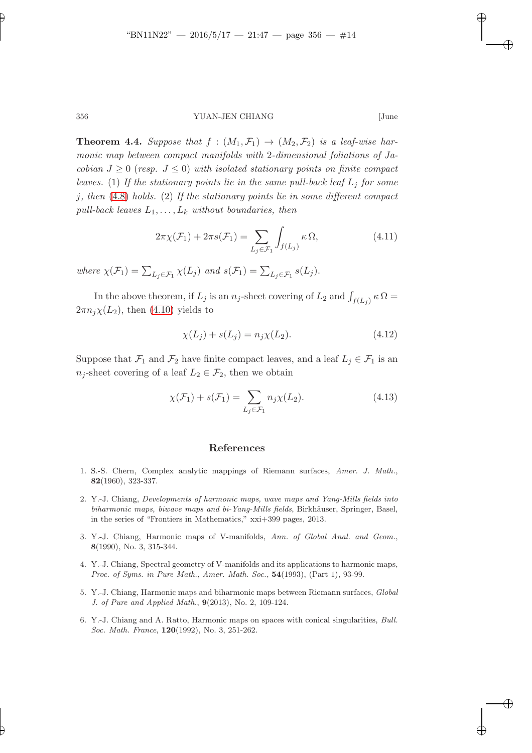**Theorem 4.4.** *Suppose that $f : (M_1, \mathcal{F}_1) \to (M_2, \mathcal{F}_2)$ is a leaf-wise harmonic map between compact manifolds with 2-dimensional foliations of Jacobian $J \geq 0$ (resp. $J \leq 0$) with isolated stationary points on finite compact leaves.* (1) *If the stationary points lie in the same pull-back leaf $L_j$ for some $j$, then* (4.8) *holds.* (2) *If the stationary points lie in some different compact pull-back leaves $L_1, \ldots, L_k$ without boundaries, then*

$$2\pi\chi(\mathcal{F}_1) + 2\pi s(\mathcal{F}_1) = \sum_{L_j \in \mathcal{F}_1} \int_{f(L_j)} \kappa\,\Omega, \tag{4.11}$$

*where $\chi(\mathcal{F}_1) = \sum_{L_j \in \mathcal{F}_1} \chi(L_j)$ and $s(\mathcal{F}_1) = \sum_{L_j \in \mathcal{F}_1} s(L_j)$.*

In the above theorem, if $L_j$ is an $n_j$-sheet covering of $L_2$ and $\int_{f(L_j)} \kappa\,\Omega = 2\pi n_j \chi(L_2)$, then (4.10) yields to

$$\chi(L_j) + s(L_j) = n_j \chi(L_2). \tag{4.12}$$

Suppose that $\mathcal{F}_1$ and $\mathcal{F}_2$ have finite compact leaves, and a leaf $L_j \in \mathcal{F}_1$ is an $n_j$-sheet covering of a leaf $L_2 \in \mathcal{F}_2$, then we obtain

$$\chi(\mathcal{F}_1) + s(\mathcal{F}_1) = \sum_{L_j \in \mathcal{F}_1} n_j \chi(L_2). \tag{4.13}$$

## References

1. S.-S. Chern, Complex analytic mappings of Riemann surfaces, *Amer. J. Math.*, **82**(1960), 323-337.
2. Y.-J. Chiang, *Developments of harmonic maps, wave maps and Yang-Mills fields into biharmonic maps, biwave maps and bi-Yang-Mills fields*, Birkhäuser, Springer, Basel, in the series of "Frontiers in Mathematics," xxi+399 pages, 2013.
3. Y.-J. Chiang, Harmonic maps of V-manifolds, *Ann. of Global Anal. and Geom.*, **8**(1990), No. 3, 315-344.
4. Y.-J. Chiang, Spectral geometry of V-manifolds and its applications to harmonic maps, *Proc. of Syms. in Pure Math., Amer. Math. Soc.*, **54**(1993), (Part 1), 93-99.
5. Y.-J. Chiang, Harmonic maps and biharmonic maps between Riemann surfaces, *Global J. of Pure and Applied Math.*, **9**(2013), No. 2, 109-124.
6. Y.-J. Chiang and A. Ratto, Harmonic maps on spaces with conical singularities, *Bull. Soc. Math. France*, **120**(1992), No. 3, 251-262.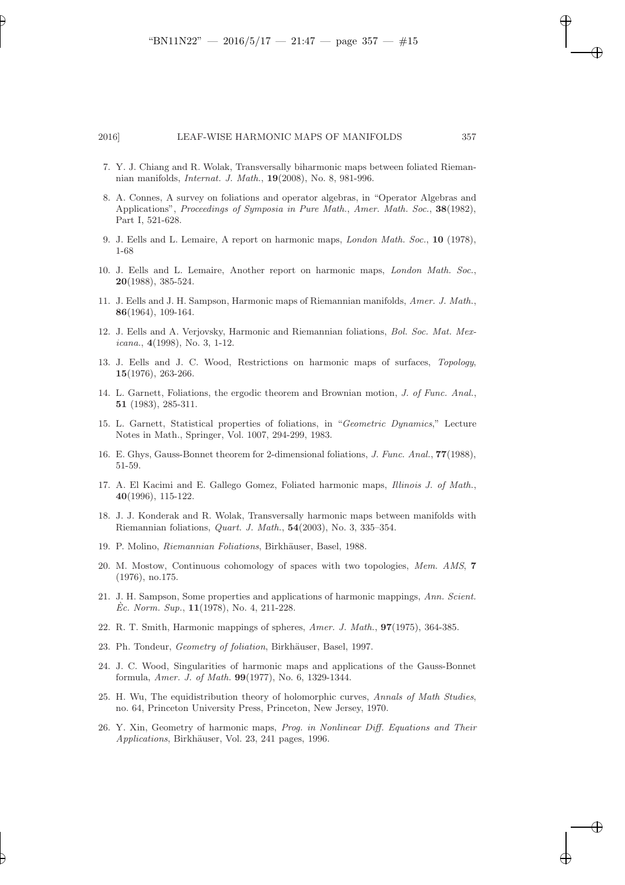7. Y. J. Chiang and R. Wolak, Transversally biharmonic maps between foliated Riemannian manifolds, *Internat. J. Math.*, **19**(2008), No. 8, 981-996.

8. A. Connes, A survey on foliations and operator algebras, in "Operator Algebras and Applications", *Proceedings of Symposia in Pure Math., Amer. Math. Soc.*, **38**(1982), Part I, 521-628.

9. J. Eells and L. Lemaire, A report on harmonic maps, *London Math. Soc.*, **10** (1978), 1-68

10. J. Eells and L. Lemaire, Another report on harmonic maps, *London Math. Soc.*, **20**(1988), 385-524.

11. J. Eells and J. H. Sampson, Harmonic maps of Riemannian manifolds, *Amer. J. Math.*, **86**(1964), 109-164.

12. J. Eells and A. Verjovsky, Harmonic and Riemannian foliations, *Bol. Soc. Mat. Mexicana.*, **4**(1998), No. 3, 1-12.

13. J. Eells and J. C. Wood, Restrictions on harmonic maps of surfaces, *Topology*, **15**(1976), 263-266.

14. L. Garnett, Foliations, the ergodic theorem and Brownian motion, *J. of Func. Anal.*, **51** (1983), 285-311.

15. L. Garnett, Statistical properties of foliations, in "*Geometric Dynamics*," Lecture Notes in Math., Springer, Vol. 1007, 294-299, 1983.

16. E. Ghys, Gauss-Bonnet theorem for 2-dimensional foliations, *J. Func. Anal.*, **77**(1988), 51-59.

17. A. El Kacimi and E. Gallego Gomez, Foliated harmonic maps, *Illinois J. of Math.*, **40**(1996), 115-122.

18. J. J. Konderak and R. Wolak, Transversally harmonic maps between manifolds with Riemannian foliations, *Quart. J. Math.*, **54**(2003), No. 3, 335–354.

19. P. Molino, *Riemannian Foliations*, Birkhäuser, Basel, 1988.

20. M. Mostow, Continuous cohomology of spaces with two topologies, *Mem. AMS*, **7** (1976), no.175.

21. J. H. Sampson, Some properties and applications of harmonic mappings, *Ann. Scient. Èc. Norm. Sup.*, **11**(1978), No. 4, 211-228.

22. R. T. Smith, Harmonic mappings of spheres, *Amer. J. Math.*, **97**(1975), 364-385.

23. Ph. Tondeur, *Geometry of foliation*, Birkhäuser, Basel, 1997.

24. J. C. Wood, Singularities of harmonic maps and applications of the Gauss-Bonnet formula, *Amer. J. of Math.* **99**(1977), No. 6, 1329-1344.

25. H. Wu, The equidistribution theory of holomorphic curves, *Annals of Math Studies*, no. 64, Princeton University Press, Princeton, New Jersey, 1970.

26. Y. Xin, Geometry of harmonic maps, *Prog. in Nonlinear Diff. Equations and Their Applications*, Birkhäuser, Vol. 23, 241 pages, 1996.